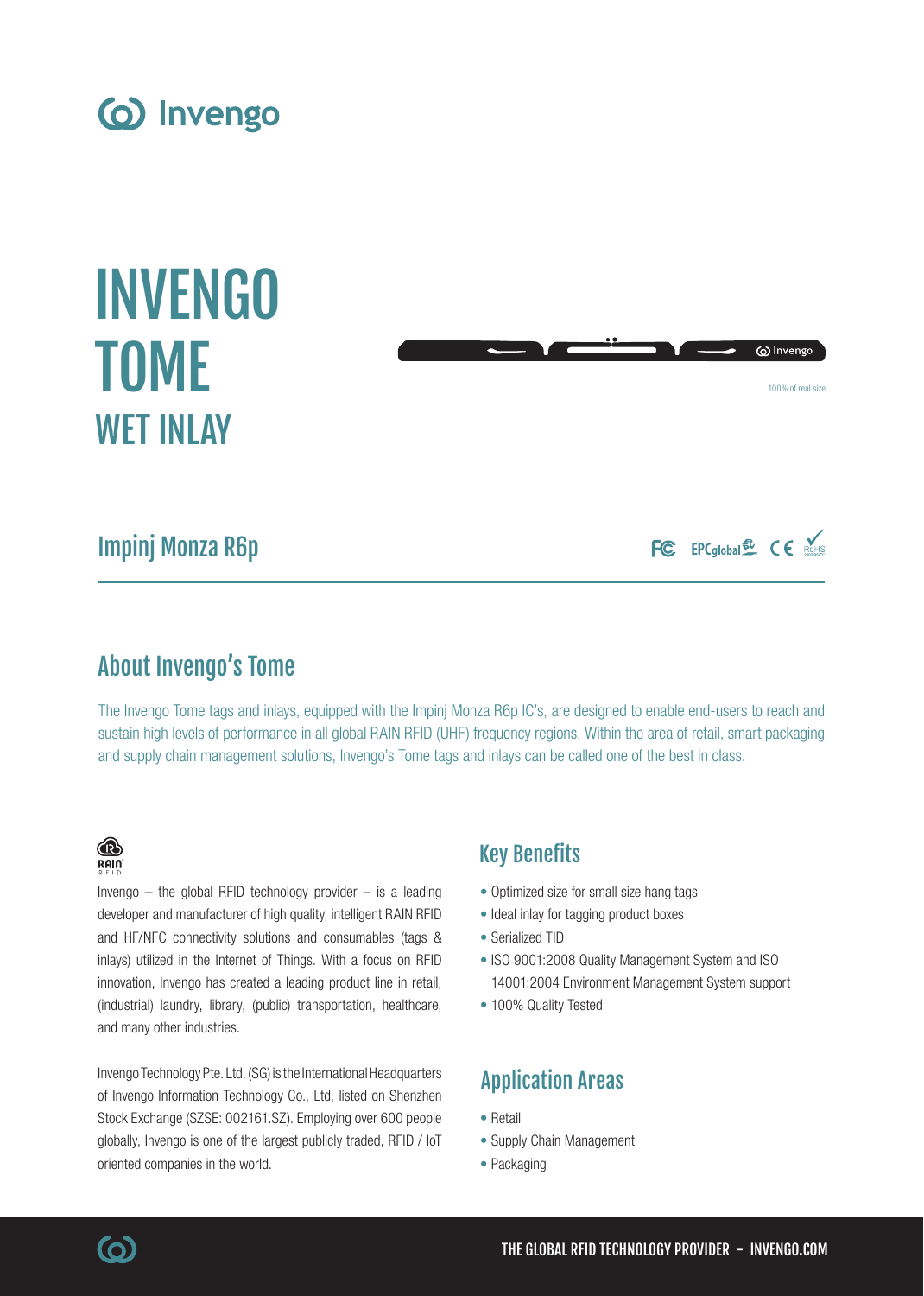# INVENGO TOME WET INLAY

100% of real size

## Impinj Monza R6p

## About Invengo's Tome

The Invengo Tome tags and inlays, equipped with the Impinj Monza R6p IC's, are designed to enable end-users to reach and sustain high levels of performance in all global RAIN RFID (UHF) frequency regions. Within the area of retail, smart packaging and supply chain management solutions, Invengo's Tome tags and inlays can be called one of the best in class.

Invengo – the global RFID technology provider – is a leading developer and manufacturer of high quality, intelligent RAIN RFID and HF/NFC connectivity solutions and consumables (tags & inlays) utilized in the Internet of Things. With a focus on RFID innovation, Invengo has created a leading product line in retail, (industrial) laundry, library, (public) transportation, healthcare, and many other industries.

Invengo Technology Pte. Ltd. (SG) is the International Headquarters of Invengo Information Technology Co., Ltd, listed on Shenzhen Stock Exchange (SZSE: 002161.SZ). Employing over 600 people globally, Invengo is one of the largest publicly traded, RFID / IoT oriented companies in the world.

## Key Benefits

- Optimized size for small size hang tags
- Ideal inlay for tagging product boxes
- Serialized TID
- ISO 9001:2008 Quality Management System and ISO 14001:2004 Environment Management System support
- 100% Quality Tested

## Application Areas

- Retail
- Supply Chain Management
- Packaging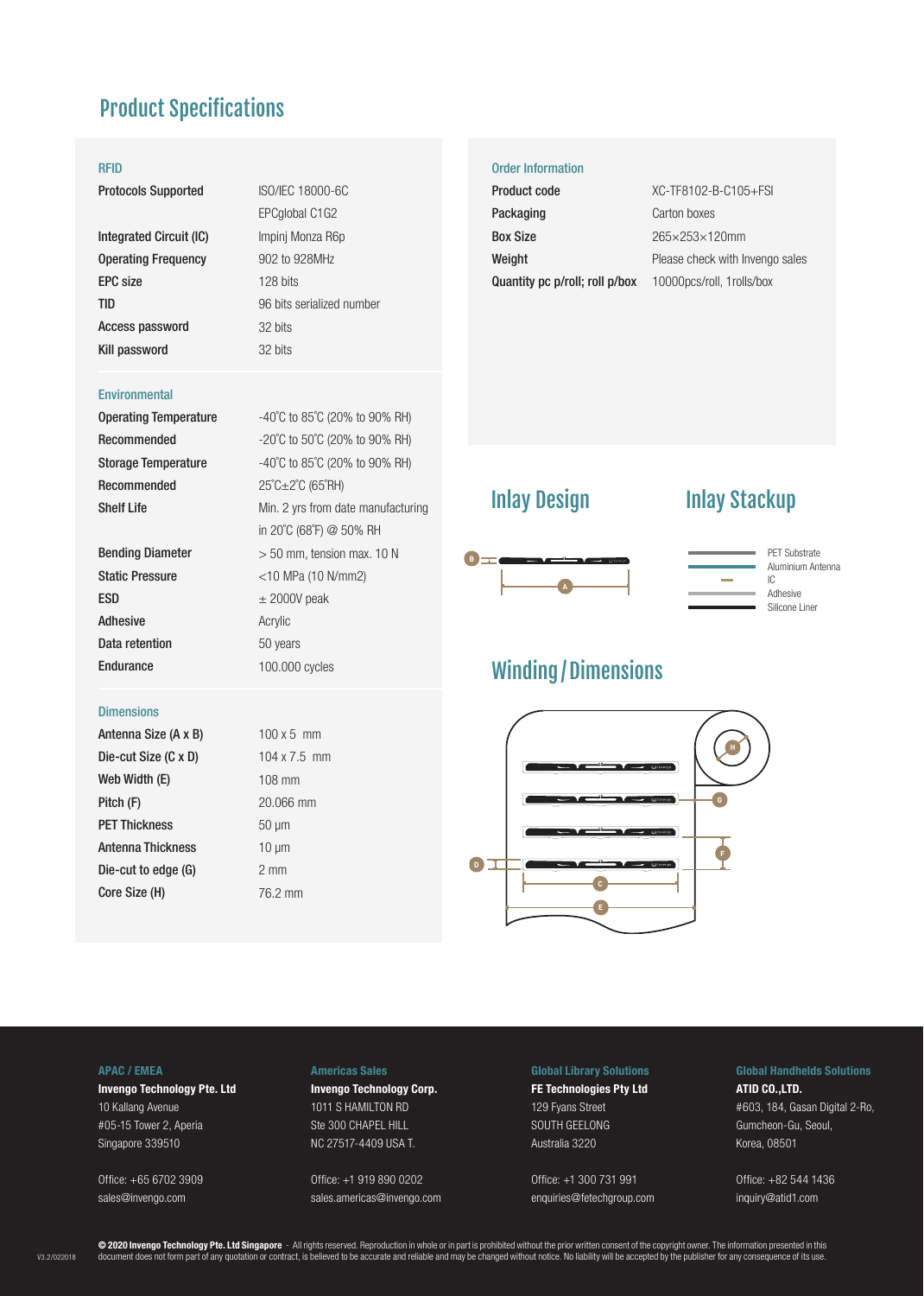# Product Specifications

### RFID

| | |
|---|---|
| **Protocols Supported** | ISO/IEC 18000-6C<br>EPCglobal C1G2 |
| **Integrated Circuit (IC)** | Impinj Monza R6p |
| **Operating Frequency** | 902 to 928MHz |
| **EPC size** | 128 bits |
| **TID** | 96 bits serialized number |
| **Access password** | 32 bits |
| **Kill password** | 32 bits |

### Environmental

| | |
|---|---|
| **Operating Temperature** | -40˚C to 85˚C (20% to 90% RH) |
| **Recommended** | -20˚C to 50˚C (20% to 90% RH) |
| **Storage Temperature** | -40˚C to 85˚C (20% to 90% RH) |
| **Recommended** | 25˚C±2˚C (65˚RH) |
| **Shelf Life** | Min. 2 yrs from date manufacturing in 20˚C (68˚F) @ 50% RH |
| **Bending Diameter** | > 50 mm, tension max. 10 N |
| **Static Pressure** | <10 MPa (10 N/mm2) |
| **ESD** | ± 2000V peak |
| **Adhesive** | Acrylic |
| **Data retention** | 50 years |
| **Endurance** | 100.000 cycles |

### Dimensions

| | |
|---|---|
| **Antenna Size (A x B)** | 100 x 5 mm |
| **Die-cut Size (C x D)** | 104 x 7.5 mm |
| **Web Width (E)** | 108 mm |
| **Pitch (F)** | 20.066 mm |
| **PET Thickness** | 50 µm |
| **Antenna Thickness** | 10 µm |
| **Die-cut to edge (G)** | 2 mm |
| **Core Size (H)** | 76.2 mm |

### Order Information

| | |
|---|---|
| **Product code** | XC-TF8102-B-C105+FSI |
| **Packaging** | Carton boxes |
| **Box Size** | 265×253×120mm |
| **Weight** | Please check with Invengo sales |
| **Quantity pc p/roll; roll p/box** | 10000pcs/roll, 1rolls/box |

## Inlay Design

B
A

## Inlay Stackup

PET Substrate
Aluminium Antenna
IC
Adhesive
Silicone Liner

## Winding / Dimensions

H
G
F
D
C
E

---

**APAC / EMEA**
**Invengo Technology Pte. Ltd**
10 Kallang Avenue
#05-15 Tower 2, Aperia
Singapore 339510

Office: +65 6702 3909
sales@invengo.com

**Americas Sales**
**Invengo Technology Corp.**
1011 S HAMILTON RD
Ste 300 CHAPEL HILL
NC 27517-4409 USA T.

Office: +1 919 890 0202
sales.americas@invengo.com

**Global Library Solutions**
**FE Technologies Pty Ltd**
129 Fyans Street
SOUTH GEELONG
Australia 3220

Office: +1 300 731 991
enquiries@fetechgroup.com

**Global Handhelds Solutions**
**ATID CO.,LTD.**
#603, 184, Gasan Digital 2-Ro,
Gumcheon-Gu, Seoul,
Korea, 08501

Office: +82 544 1436
inquiry@atid1.com

**© 2020 Invengo Technology Pte. Ltd Singapore** - All rights reserved. Reproduction in whole or in part is prohibited without the prior written consent of the copyright owner. The information presented in this document does not form part of any quotation or contract, is believed to be accurate and reliable and may be changed without notice. No liability will be accepted by the publisher for any consequence of its use.

V3.2/022018